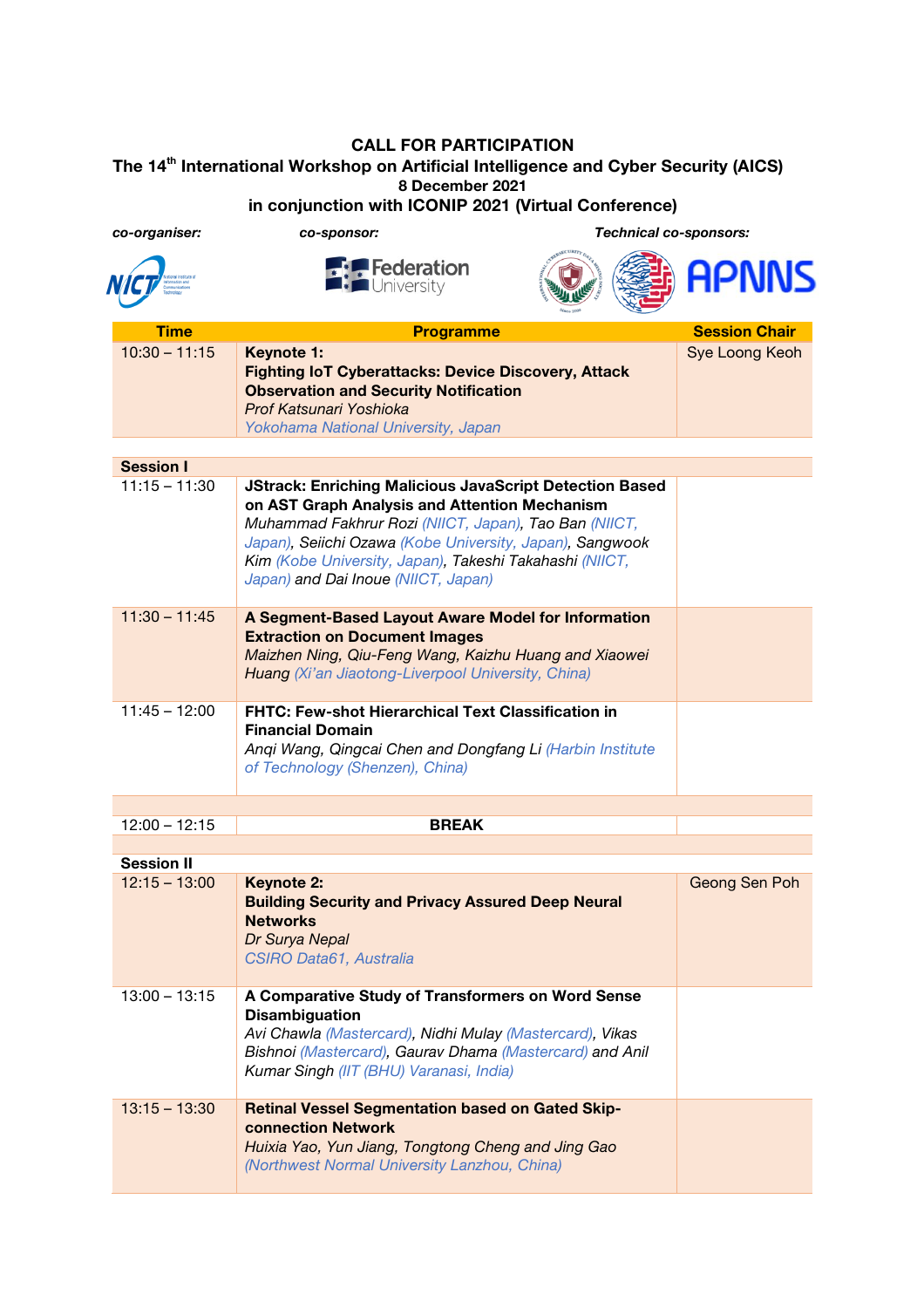**CALL FOR PARTICIPATION**

**The 14th International Workshop on Artificial Intelligence and Cyber Security (AICS)**

**8 December 2021**

**in conjunction with ICONIP 2021 (Virtual Conference)**

*co-organiser:* NICT *co-sponsor:* Federation University *Technical co-sponsors:* APNNS

| Time | Programme | Session Chair |
|---|---|---|
| 10:30 – 11:15 | **Keynote 1:** **Fighting IoT Cyberattacks: Device Discovery, Attack Observation and Security Notification** *Prof Katsunari Yoshioka* *Yokohama National University, Japan* | Sye Loong Keoh |
| **Session I** | | |
| 11:15 – 11:30 | **JStrack: Enriching Malicious JavaScript Detection Based on AST Graph Analysis and Attention Mechanism** *Muhammad Fakhrur Rozi (NIICT, Japan), Tao Ban (NIICT, Japan), Seiichi Ozawa (Kobe University, Japan), Sangwook Kim (Kobe University, Japan), Takeshi Takahashi (NIICT, Japan) and Dai Inoue (NIICT, Japan)* | |
| 11:30 – 11:45 | **A Segment-Based Layout Aware Model for Information Extraction on Document Images** *Maizhen Ning, Qiu-Feng Wang, Kaizhu Huang and Xiaowei Huang (Xi'an Jiaotong-Liverpool University, China)* | |
| 11:45 – 12:00 | **FHTC: Few-shot Hierarchical Text Classification in Financial Domain** *Anqi Wang, Qingcai Chen and Dongfang Li (Harbin Institute of Technology (Shenzen), China)* | |
| 12:00 – 12:15 | **BREAK** | |
| **Session II** | | |
| 12:15 – 13:00 | **Keynote 2:** **Building Security and Privacy Assured Deep Neural Networks** *Dr Surya Nepal* *CSIRO Data61, Australia* | Geong Sen Poh |
| 13:00 – 13:15 | **A Comparative Study of Transformers on Word Sense Disambiguation** *Avi Chawla (Mastercard), Nidhi Mulay (Mastercard), Vikas Bishnoi (Mastercard), Gaurav Dhama (Mastercard) and Anil Kumar Singh (IIT (BHU) Varanasi, India)* | |
| 13:15 – 13:30 | **Retinal Vessel Segmentation based on Gated Skip-connection Network** *Huixia Yao, Yun Jiang, Tongtong Cheng and Jing Gao (Northwest Normal University Lanzhou, China)* | |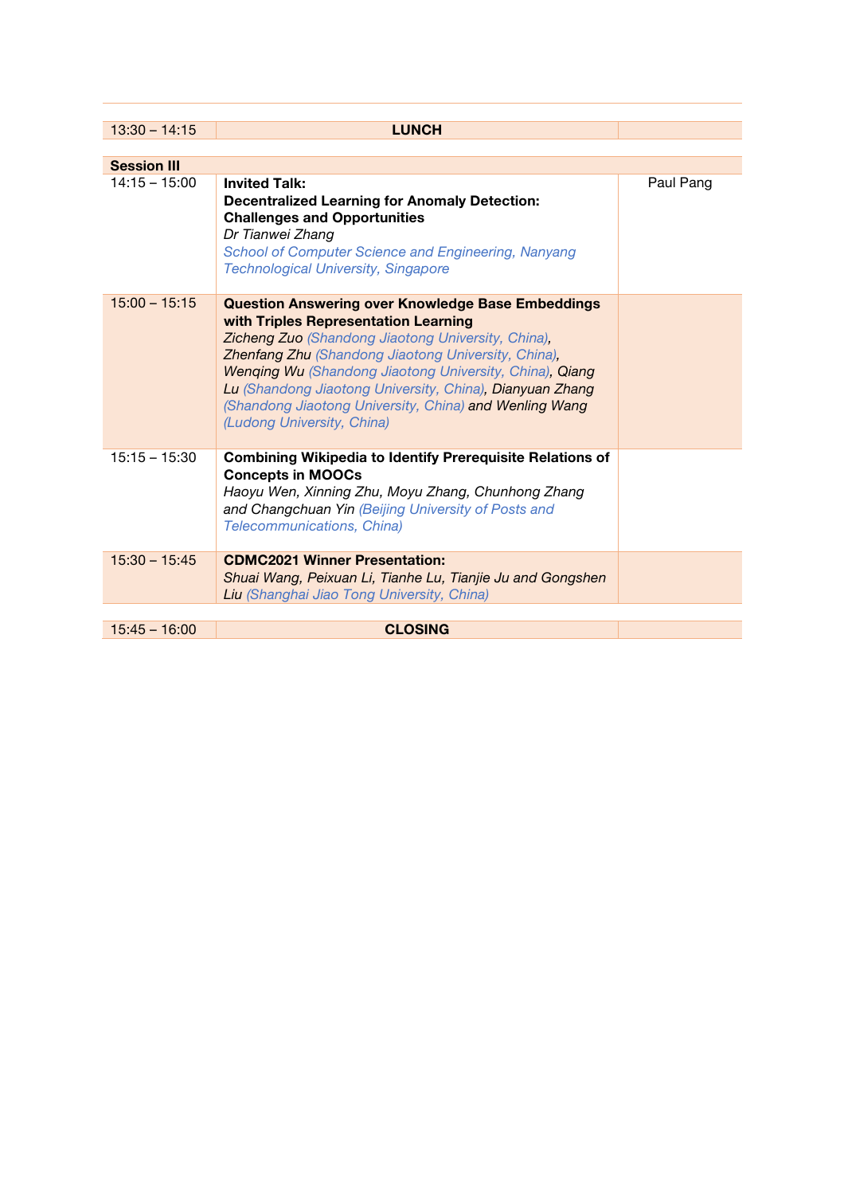| | | |
|---|---|---|
| 13:30 – 14:15 | **LUNCH** | |
| **Session III** | | |
| 14:15 – 15:00 | **Invited Talk:**<br>**Decentralized Learning for Anomaly Detection: Challenges and Opportunities**<br>*Dr Tianwei Zhang*<br>*School of Computer Science and Engineering, Nanyang Technological University, Singapore* | Paul Pang |
| 15:00 – 15:15 | **Question Answering over Knowledge Base Embeddings with Triples Representation Learning**<br>*Zicheng Zuo (Shandong Jiaotong University, China), Zhenfang Zhu (Shandong Jiaotong University, China), Wenqing Wu (Shandong Jiaotong University, China), Qiang Lu (Shandong Jiaotong University, China), Dianyuan Zhang (Shandong Jiaotong University, China) and Wenling Wang (Ludong University, China)* | |
| 15:15 – 15:30 | **Combining Wikipedia to Identify Prerequisite Relations of Concepts in MOOCs**<br>*Haoyu Wen, Xinning Zhu, Moyu Zhang, Chunhong Zhang and Changchuan Yin (Beijing University of Posts and Telecommunications, China)* | |
| 15:30 – 15:45 | **CDMC2021 Winner Presentation:**<br>*Shuai Wang, Peixuan Li, Tianhe Lu, Tianjie Ju and Gongshen Liu (Shanghai Jiao Tong University, China)* | |
| 15:45 – 16:00 | **CLOSING** | |